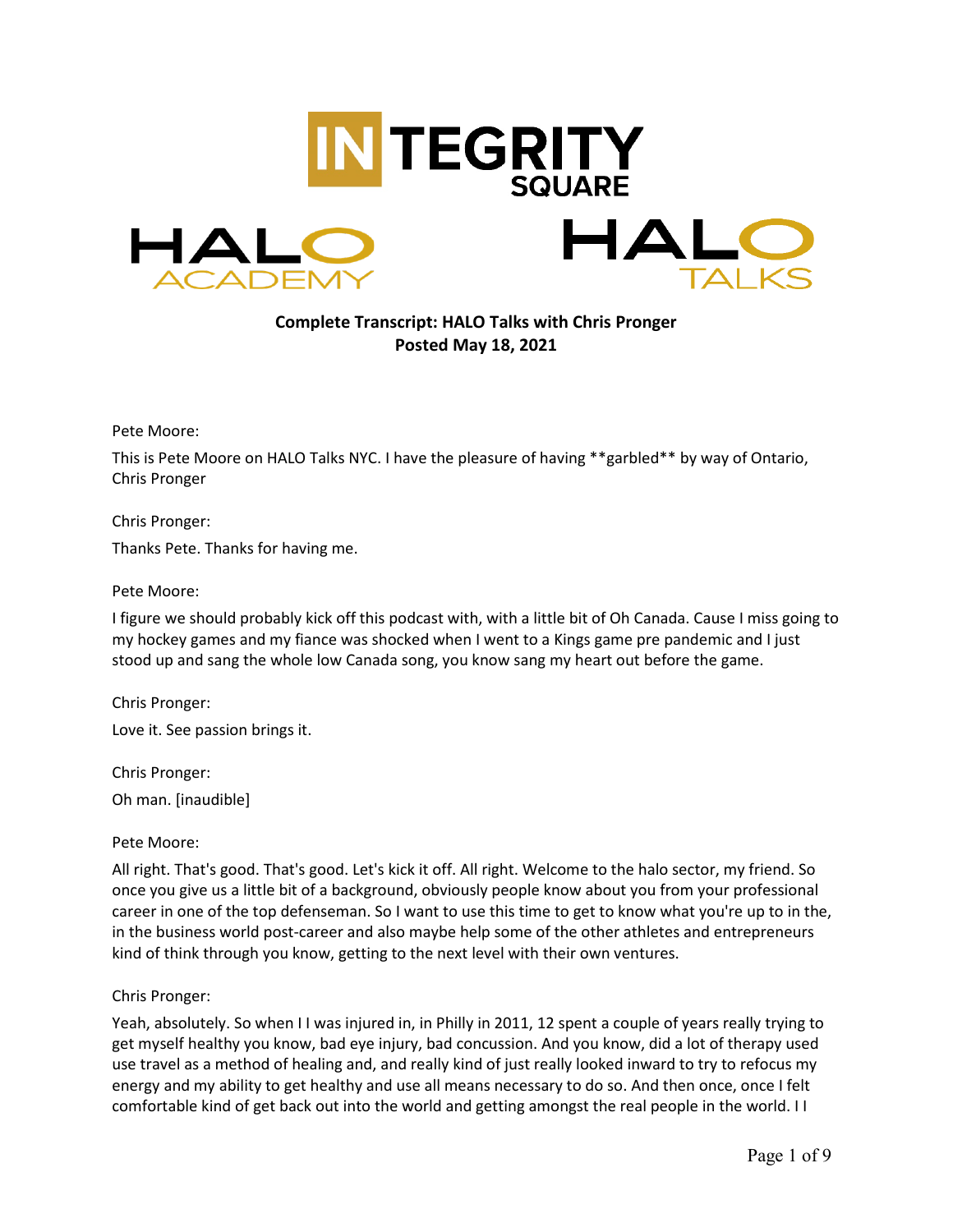INTEGRITY SQUARE

HALO ACADEMY

HALO TALKS

**Complete Transcript: HALO Talks with Chris Pronger**
**Posted May 18, 2021**

Pete Moore:

This is Pete Moore on HALO Talks NYC. I have the pleasure of having **garbled** by way of Ontario, Chris Pronger

Chris Pronger:

Thanks Pete. Thanks for having me.

Pete Moore:

I figure we should probably kick off this podcast with, with a little bit of Oh Canada. Cause I miss going to my hockey games and my fiance was shocked when I went to a Kings game pre pandemic and I just stood up and sang the whole low Canada song, you know sang my heart out before the game.

Chris Pronger:

Love it. See passion brings it.

Chris Pronger:

Oh man. [inaudible]

Pete Moore:

All right. That's good. That's good. Let's kick it off. All right. Welcome to the halo sector, my friend. So once you give us a little bit of a background, obviously people know about you from your professional career in one of the top defenseman. So I want to use this time to get to know what you're up to in the, in the business world post-career and also maybe help some of the other athletes and entrepreneurs kind of think through you know, getting to the next level with their own ventures.

Chris Pronger:

Yeah, absolutely. So when I I was injured in, in Philly in 2011, 12 spent a couple of years really trying to get myself healthy you know, bad eye injury, bad concussion. And you know, did a lot of therapy used use travel as a method of healing and, and really kind of just really looked inward to try to refocus my energy and my ability to get healthy and use all means necessary to do so. And then once, once I felt comfortable kind of get back out into the world and getting amongst the real people in the world. I I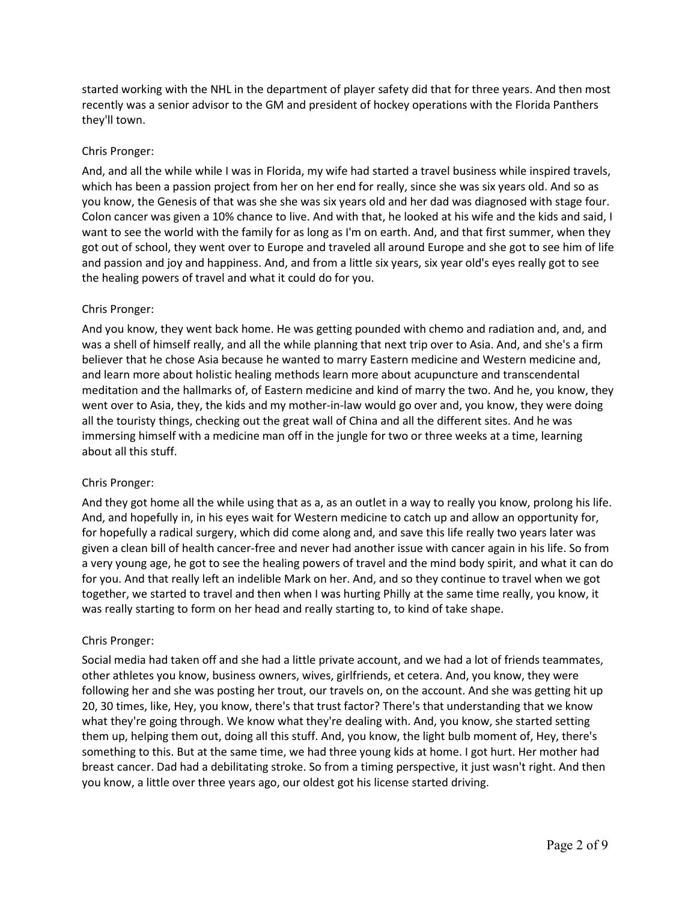started working with the NHL in the department of player safety did that for three years. And then most recently was a senior advisor to the GM and president of hockey operations with the Florida Panthers they'll town.

Chris Pronger:

And, and all the while while I was in Florida, my wife had started a travel business while inspired travels, which has been a passion project from her on her end for really, since she was six years old. And so as you know, the Genesis of that was she she was six years old and her dad was diagnosed with stage four. Colon cancer was given a 10% chance to live. And with that, he looked at his wife and the kids and said, I want to see the world with the family for as long as I'm on earth. And, and that first summer, when they got out of school, they went over to Europe and traveled all around Europe and she got to see him of life and passion and joy and happiness. And, and from a little six years, six year old's eyes really got to see the healing powers of travel and what it could do for you.

Chris Pronger:

And you know, they went back home. He was getting pounded with chemo and radiation and, and, and was a shell of himself really, and all the while planning that next trip over to Asia. And, and she's a firm believer that he chose Asia because he wanted to marry Eastern medicine and Western medicine and, and learn more about holistic healing methods learn more about acupuncture and transcendental meditation and the hallmarks of, of Eastern medicine and kind of marry the two. And he, you know, they went over to Asia, they, the kids and my mother-in-law would go over and, you know, they were doing all the touristy things, checking out the great wall of China and all the different sites. And he was immersing himself with a medicine man off in the jungle for two or three weeks at a time, learning about all this stuff.

Chris Pronger:

And they got home all the while using that as a, as an outlet in a way to really you know, prolong his life. And, and hopefully in, in his eyes wait for Western medicine to catch up and allow an opportunity for, for hopefully a radical surgery, which did come along and, and save this life really two years later was given a clean bill of health cancer-free and never had another issue with cancer again in his life. So from a very young age, he got to see the healing powers of travel and the mind body spirit, and what it can do for you. And that really left an indelible Mark on her. And, and so they continue to travel when we got together, we started to travel and then when I was hurting Philly at the same time really, you know, it was really starting to form on her head and really starting to, to kind of take shape.

Chris Pronger:

Social media had taken off and she had a little private account, and we had a lot of friends teammates, other athletes you know, business owners, wives, girlfriends, et cetera. And, you know, they were following her and she was posting her trout, our travels on, on the account. And she was getting hit up 20, 30 times, like, Hey, you know, there's that trust factor? There's that understanding that we know what they're going through. We know what they're dealing with. And, you know, she started setting them up, helping them out, doing all this stuff. And, you know, the light bulb moment of, Hey, there's something to this. But at the same time, we had three young kids at home. I got hurt. Her mother had breast cancer. Dad had a debilitating stroke. So from a timing perspective, it just wasn't right. And then you know, a little over three years ago, our oldest got his license started driving.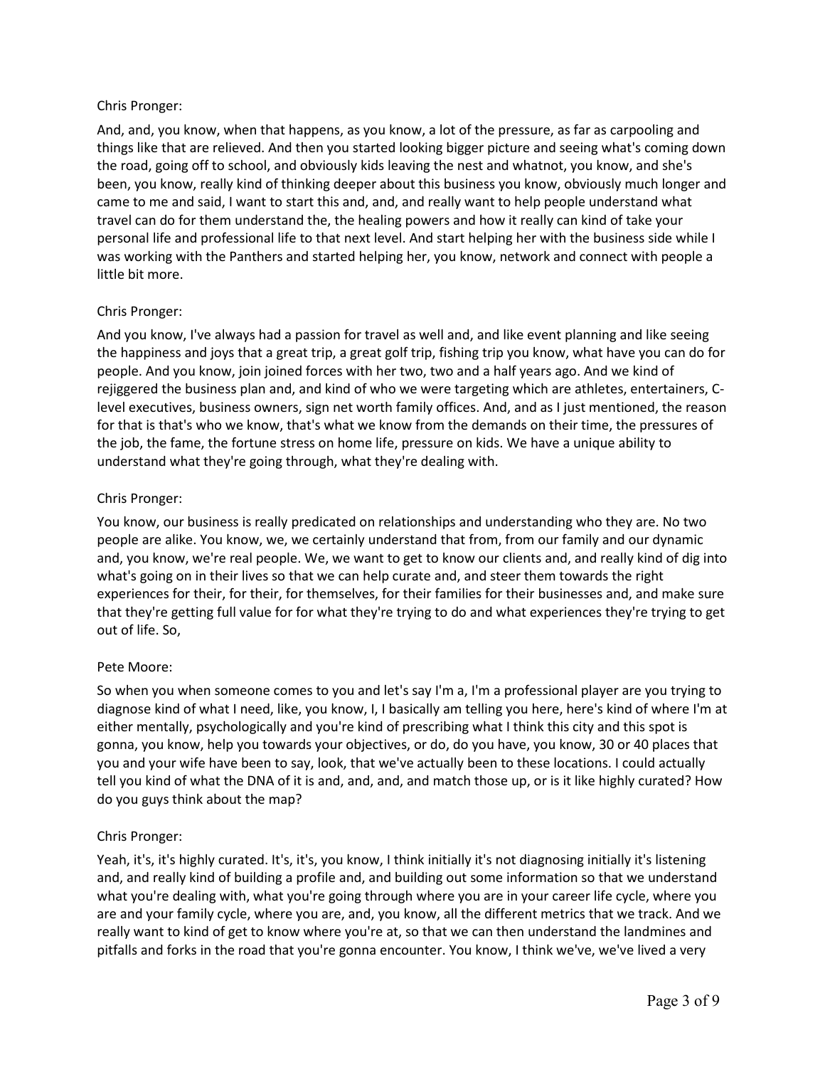Chris Pronger:

And, and, you know, when that happens, as you know, a lot of the pressure, as far as carpooling and things like that are relieved. And then you started looking bigger picture and seeing what's coming down the road, going off to school, and obviously kids leaving the nest and whatnot, you know, and she's been, you know, really kind of thinking deeper about this business you know, obviously much longer and came to me and said, I want to start this and, and, and really want to help people understand what travel can do for them understand the, the healing powers and how it really can kind of take your personal life and professional life to that next level. And start helping her with the business side while I was working with the Panthers and started helping her, you know, network and connect with people a little bit more.

Chris Pronger:

And you know, I've always had a passion for travel as well and, and like event planning and like seeing the happiness and joys that a great trip, a great golf trip, fishing trip you know, what have you can do for people. And you know, join joined forces with her two, two and a half years ago. And we kind of rejiggered the business plan and, and kind of who we were targeting which are athletes, entertainers, C-level executives, business owners, sign net worth family offices. And, and as I just mentioned, the reason for that is that's who we know, that's what we know from the demands on their time, the pressures of the job, the fame, the fortune stress on home life, pressure on kids. We have a unique ability to understand what they're going through, what they're dealing with.

Chris Pronger:

You know, our business is really predicated on relationships and understanding who they are. No two people are alike. You know, we, we certainly understand that from, from our family and our dynamic and, you know, we're real people. We, we want to get to know our clients and, and really kind of dig into what's going on in their lives so that we can help curate and, and steer them towards the right experiences for their, for their, for themselves, for their families for their businesses and, and make sure that they're getting full value for for what they're trying to do and what experiences they're trying to get out of life. So,

Pete Moore:

So when you when someone comes to you and let's say I'm a, I'm a professional player are you trying to diagnose kind of what I need, like, you know, I, I basically am telling you here, here's kind of where I'm at either mentally, psychologically and you're kind of prescribing what I think this city and this spot is gonna, you know, help you towards your objectives, or do, do you have, you know, 30 or 40 places that you and your wife have been to say, look, that we've actually been to these locations. I could actually tell you kind of what the DNA of it is and, and, and, and match those up, or is it like highly curated? How do you guys think about the map?

Chris Pronger:

Yeah, it's, it's highly curated. It's, it's, you know, I think initially it's not diagnosing initially it's listening and, and really kind of building a profile and, and building out some information so that we understand what you're dealing with, what you're going through where you are in your career life cycle, where you are and your family cycle, where you are, and, you know, all the different metrics that we track. And we really want to kind of get to know where you're at, so that we can then understand the landmines and pitfalls and forks in the road that you're gonna encounter. You know, I think we've, we've lived a very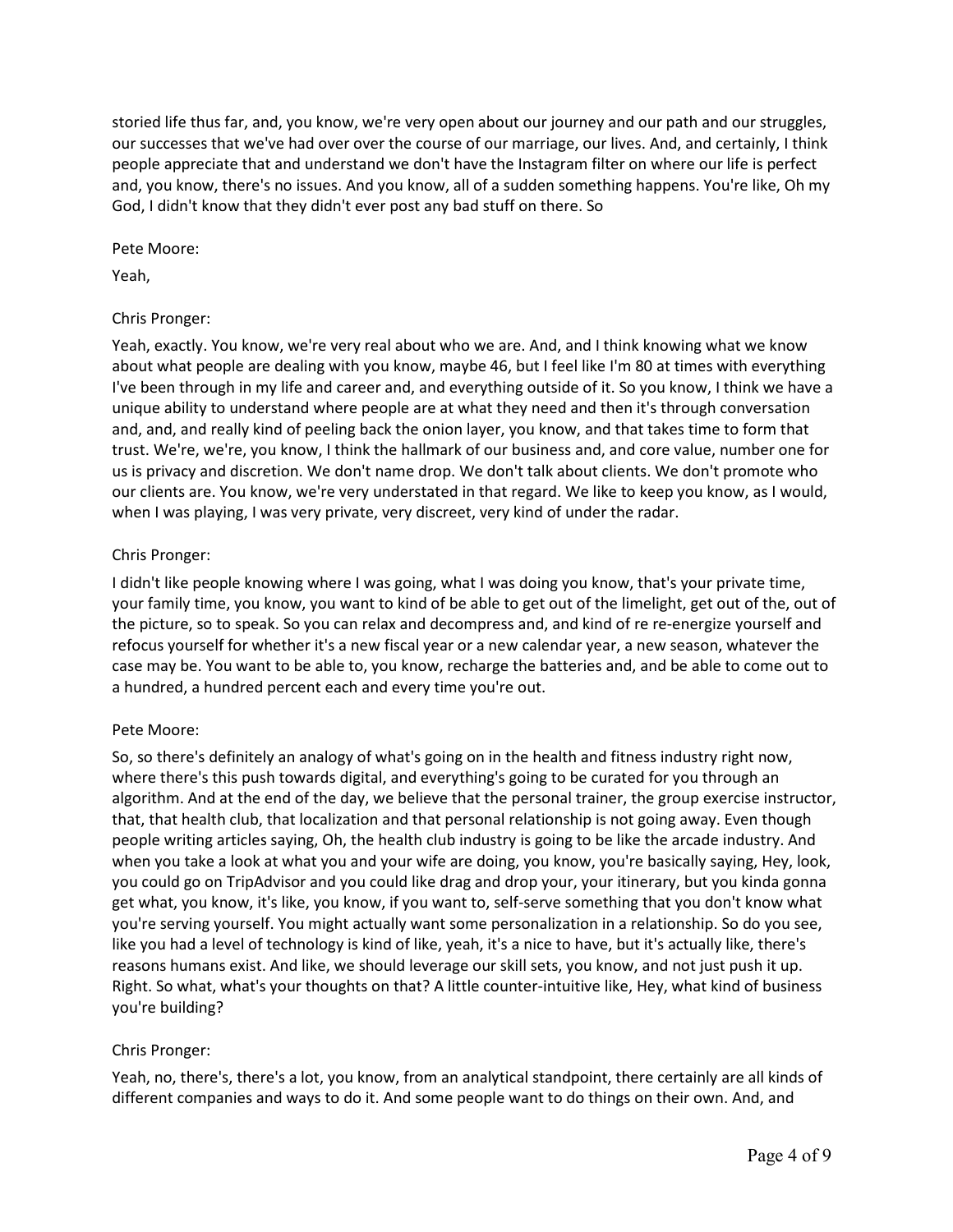storied life thus far, and, you know, we're very open about our journey and our path and our struggles, our successes that we've had over over the course of our marriage, our lives. And, and certainly, I think people appreciate that and understand we don't have the Instagram filter on where our life is perfect and, you know, there's no issues. And you know, all of a sudden something happens. You're like, Oh my God, I didn't know that they didn't ever post any bad stuff on there. So

Pete Moore:

Yeah,

Chris Pronger:

Yeah, exactly. You know, we're very real about who we are. And, and I think knowing what we know about what people are dealing with you know, maybe 46, but I feel like I'm 80 at times with everything I've been through in my life and career and, and everything outside of it. So you know, I think we have a unique ability to understand where people are at what they need and then it's through conversation and, and, and really kind of peeling back the onion layer, you know, and that takes time to form that trust. We're, we're, you know, I think the hallmark of our business and, and core value, number one for us is privacy and discretion. We don't name drop. We don't talk about clients. We don't promote who our clients are. You know, we're very understated in that regard. We like to keep you know, as I would, when I was playing, I was very private, very discreet, very kind of under the radar.

Chris Pronger:

I didn't like people knowing where I was going, what I was doing you know, that's your private time, your family time, you know, you want to kind of be able to get out of the limelight, get out of the, out of the picture, so to speak. So you can relax and decompress and, and kind of re re-energize yourself and refocus yourself for whether it's a new fiscal year or a new calendar year, a new season, whatever the case may be. You want to be able to, you know, recharge the batteries and, and be able to come out to a hundred, a hundred percent each and every time you're out.

Pete Moore:

So, so there's definitely an analogy of what's going on in the health and fitness industry right now, where there's this push towards digital, and everything's going to be curated for you through an algorithm. And at the end of the day, we believe that the personal trainer, the group exercise instructor, that, that health club, that localization and that personal relationship is not going away. Even though people writing articles saying, Oh, the health club industry is going to be like the arcade industry. And when you take a look at what you and your wife are doing, you know, you're basically saying, Hey, look, you could go on TripAdvisor and you could like drag and drop your, your itinerary, but you kinda gonna get what, you know, it's like, you know, if you want to, self-serve something that you don't know what you're serving yourself. You might actually want some personalization in a relationship. So do you see, like you had a level of technology is kind of like, yeah, it's a nice to have, but it's actually like, there's reasons humans exist. And like, we should leverage our skill sets, you know, and not just push it up. Right. So what, what's your thoughts on that? A little counter-intuitive like, Hey, what kind of business you're building?

Chris Pronger:

Yeah, no, there's, there's a lot, you know, from an analytical standpoint, there certainly are all kinds of different companies and ways to do it. And some people want to do things on their own. And, and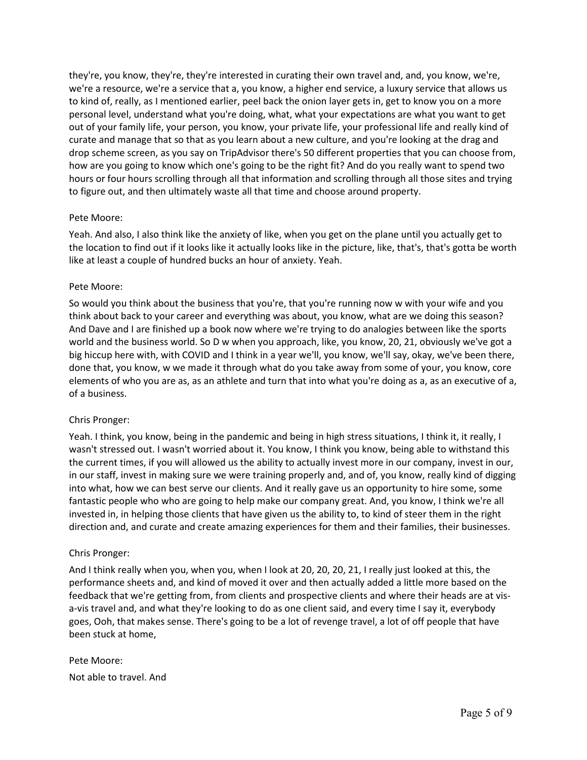they're, you know, they're, they're interested in curating their own travel and, and, you know, we're, we're a resource, we're a service that a, you know, a higher end service, a luxury service that allows us to kind of, really, as I mentioned earlier, peel back the onion layer gets in, get to know you on a more personal level, understand what you're doing, what, what your expectations are what you want to get out of your family life, your person, you know, your private life, your professional life and really kind of curate and manage that so that as you learn about a new culture, and you're looking at the drag and drop scheme screen, as you say on TripAdvisor there's 50 different properties that you can choose from, how are you going to know which one's going to be the right fit? And do you really want to spend two hours or four hours scrolling through all that information and scrolling through all those sites and trying to figure out, and then ultimately waste all that time and choose around property.

Pete Moore:

Yeah. And also, I also think like the anxiety of like, when you get on the plane until you actually get to the location to find out if it looks like it actually looks like in the picture, like, that's, that's gotta be worth like at least a couple of hundred bucks an hour of anxiety. Yeah.

Pete Moore:

So would you think about the business that you're, that you're running now w with your wife and you think about back to your career and everything was about, you know, what are we doing this season? And Dave and I are finished up a book now where we're trying to do analogies between like the sports world and the business world. So D w when you approach, like, you know, 20, 21, obviously we've got a big hiccup here with, with COVID and I think in a year we'll, you know, we'll say, okay, we've been there, done that, you know, w we made it through what do you take away from some of your, you know, core elements of who you are as, as an athlete and turn that into what you're doing as a, as an executive of a, of a business.

Chris Pronger:

Yeah. I think, you know, being in the pandemic and being in high stress situations, I think it, it really, I wasn't stressed out. I wasn't worried about it. You know, I think you know, being able to withstand this the current times, if you will allowed us the ability to actually invest more in our company, invest in our, in our staff, invest in making sure we were training properly and, and of, you know, really kind of digging into what, how we can best serve our clients. And it really gave us an opportunity to hire some, some fantastic people who who are going to help make our company great. And, you know, I think we're all invested in, in helping those clients that have given us the ability to, to kind of steer them in the right direction and, and curate and create amazing experiences for them and their families, their businesses.

Chris Pronger:

And I think really when you, when you, when I look at 20, 20, 20, 21, I really just looked at this, the performance sheets and, and kind of moved it over and then actually added a little more based on the feedback that we're getting from, from clients and prospective clients and where their heads are at vis-a-vis travel and, and what they're looking to do as one client said, and every time I say it, everybody goes, Ooh, that makes sense. There's going to be a lot of revenge travel, a lot of off people that have been stuck at home,

Pete Moore:

Not able to travel. And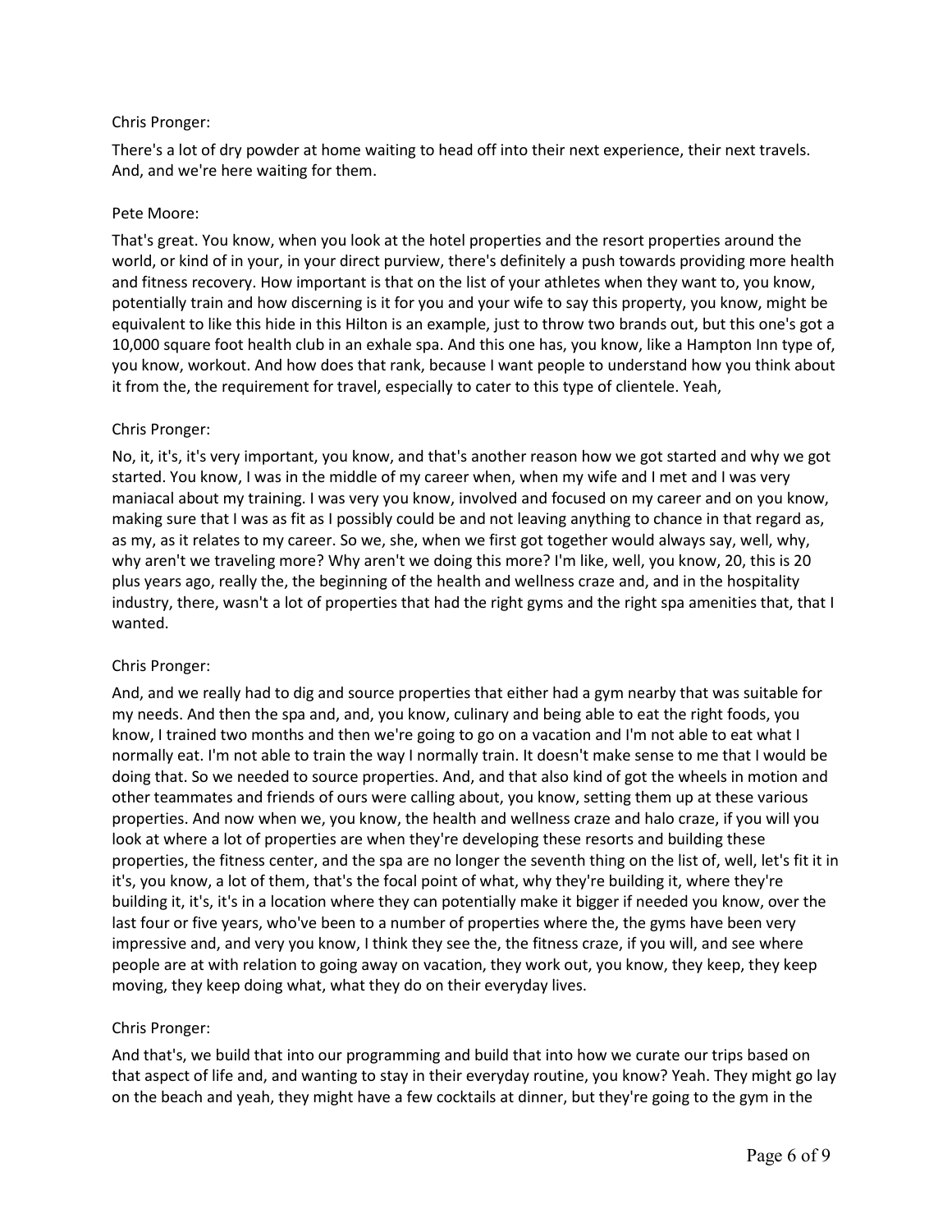Chris Pronger:

There's a lot of dry powder at home waiting to head off into their next experience, their next travels. And, and we're here waiting for them.

Pete Moore:

That's great. You know, when you look at the hotel properties and the resort properties around the world, or kind of in your, in your direct purview, there's definitely a push towards providing more health and fitness recovery. How important is that on the list of your athletes when they want to, you know, potentially train and how discerning is it for you and your wife to say this property, you know, might be equivalent to like this hide in this Hilton is an example, just to throw two brands out, but this one's got a 10,000 square foot health club in an exhale spa. And this one has, you know, like a Hampton Inn type of, you know, workout. And how does that rank, because I want people to understand how you think about it from the, the requirement for travel, especially to cater to this type of clientele. Yeah,

Chris Pronger:

No, it, it's, it's very important, you know, and that's another reason how we got started and why we got started. You know, I was in the middle of my career when, when my wife and I met and I was very maniacal about my training. I was very you know, involved and focused on my career and on you know, making sure that I was as fit as I possibly could be and not leaving anything to chance in that regard as, as my, as it relates to my career. So we, she, when we first got together would always say, well, why, why aren't we traveling more? Why aren't we doing this more? I'm like, well, you know, 20, this is 20 plus years ago, really the, the beginning of the health and wellness craze and, and in the hospitality industry, there, wasn't a lot of properties that had the right gyms and the right spa amenities that, that I wanted.

Chris Pronger:

And, and we really had to dig and source properties that either had a gym nearby that was suitable for my needs. And then the spa and, and, you know, culinary and being able to eat the right foods, you know, I trained two months and then we're going to go on a vacation and I'm not able to eat what I normally eat. I'm not able to train the way I normally train. It doesn't make sense to me that I would be doing that. So we needed to source properties. And, and that also kind of got the wheels in motion and other teammates and friends of ours were calling about, you know, setting them up at these various properties. And now when we, you know, the health and wellness craze and halo craze, if you will you look at where a lot of properties are when they're developing these resorts and building these properties, the fitness center, and the spa are no longer the seventh thing on the list of, well, let's fit it in it's, you know, a lot of them, that's the focal point of what, why they're building it, where they're building it, it's, it's in a location where they can potentially make it bigger if needed you know, over the last four or five years, who've been to a number of properties where the, the gyms have been very impressive and, and very you know, I think they see the, the fitness craze, if you will, and see where people are at with relation to going away on vacation, they work out, you know, they keep, they keep moving, they keep doing what, what they do on their everyday lives.

Chris Pronger:

And that's, we build that into our programming and build that into how we curate our trips based on that aspect of life and, and wanting to stay in their everyday routine, you know? Yeah. They might go lay on the beach and yeah, they might have a few cocktails at dinner, but they're going to the gym in the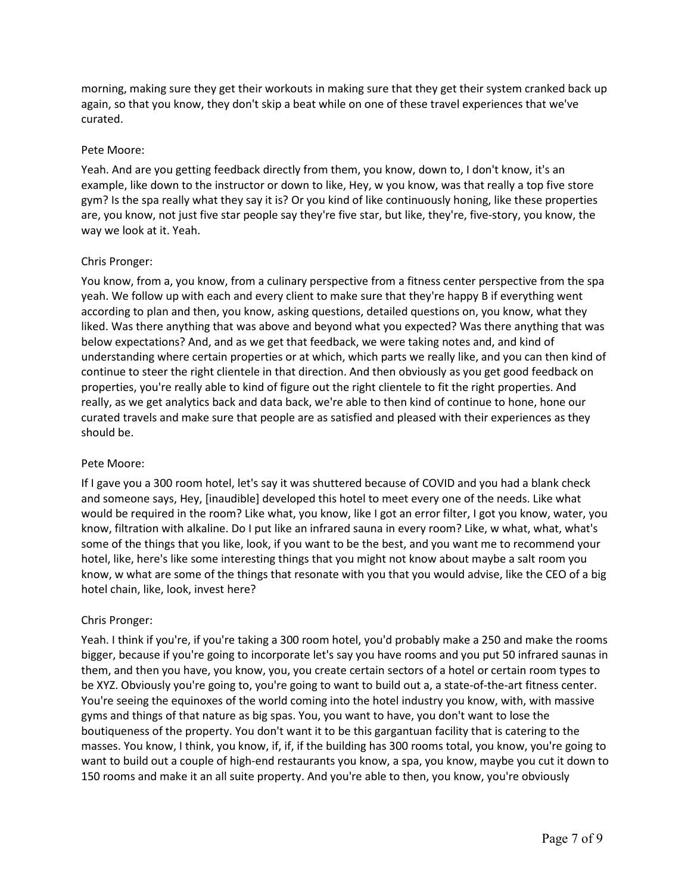morning, making sure they get their workouts in making sure that they get their system cranked back up again, so that you know, they don't skip a beat while on one of these travel experiences that we've curated.

Pete Moore:

Yeah. And are you getting feedback directly from them, you know, down to, I don't know, it's an example, like down to the instructor or down to like, Hey, w you know, was that really a top five store gym? Is the spa really what they say it is? Or you kind of like continuously honing, like these properties are, you know, not just five star people say they're five star, but like, they're, five-story, you know, the way we look at it. Yeah.

Chris Pronger:

You know, from a, you know, from a culinary perspective from a fitness center perspective from the spa yeah. We follow up with each and every client to make sure that they're happy B if everything went according to plan and then, you know, asking questions, detailed questions on, you know, what they liked. Was there anything that was above and beyond what you expected? Was there anything that was below expectations? And, and as we get that feedback, we were taking notes and, and kind of understanding where certain properties or at which, which parts we really like, and you can then kind of continue to steer the right clientele in that direction. And then obviously as you get good feedback on properties, you're really able to kind of figure out the right clientele to fit the right properties. And really, as we get analytics back and data back, we're able to then kind of continue to hone, hone our curated travels and make sure that people are as satisfied and pleased with their experiences as they should be.

Pete Moore:

If I gave you a 300 room hotel, let's say it was shuttered because of COVID and you had a blank check and someone says, Hey, [inaudible] developed this hotel to meet every one of the needs. Like what would be required in the room? Like what, you know, like I got an error filter, I got you know, water, you know, filtration with alkaline. Do I put like an infrared sauna in every room? Like, w what, what, what's some of the things that you like, look, if you want to be the best, and you want me to recommend your hotel, like, here's like some interesting things that you might not know about maybe a salt room you know, w what are some of the things that resonate with you that you would advise, like the CEO of a big hotel chain, like, look, invest here?

Chris Pronger:

Yeah. I think if you're, if you're taking a 300 room hotel, you'd probably make a 250 and make the rooms bigger, because if you're going to incorporate let's say you have rooms and you put 50 infrared saunas in them, and then you have, you know, you, you create certain sectors of a hotel or certain room types to be XYZ. Obviously you're going to, you're going to want to build out a, a state-of-the-art fitness center. You're seeing the equinoxes of the world coming into the hotel industry you know, with, with massive gyms and things of that nature as big spas. You, you want to have, you don't want to lose the boutiqueness of the property. You don't want it to be this gargantuan facility that is catering to the masses. You know, I think, you know, if, if, if the building has 300 rooms total, you know, you're going to want to build out a couple of high-end restaurants you know, a spa, you know, maybe you cut it down to 150 rooms and make it an all suite property. And you're able to then, you know, you're obviously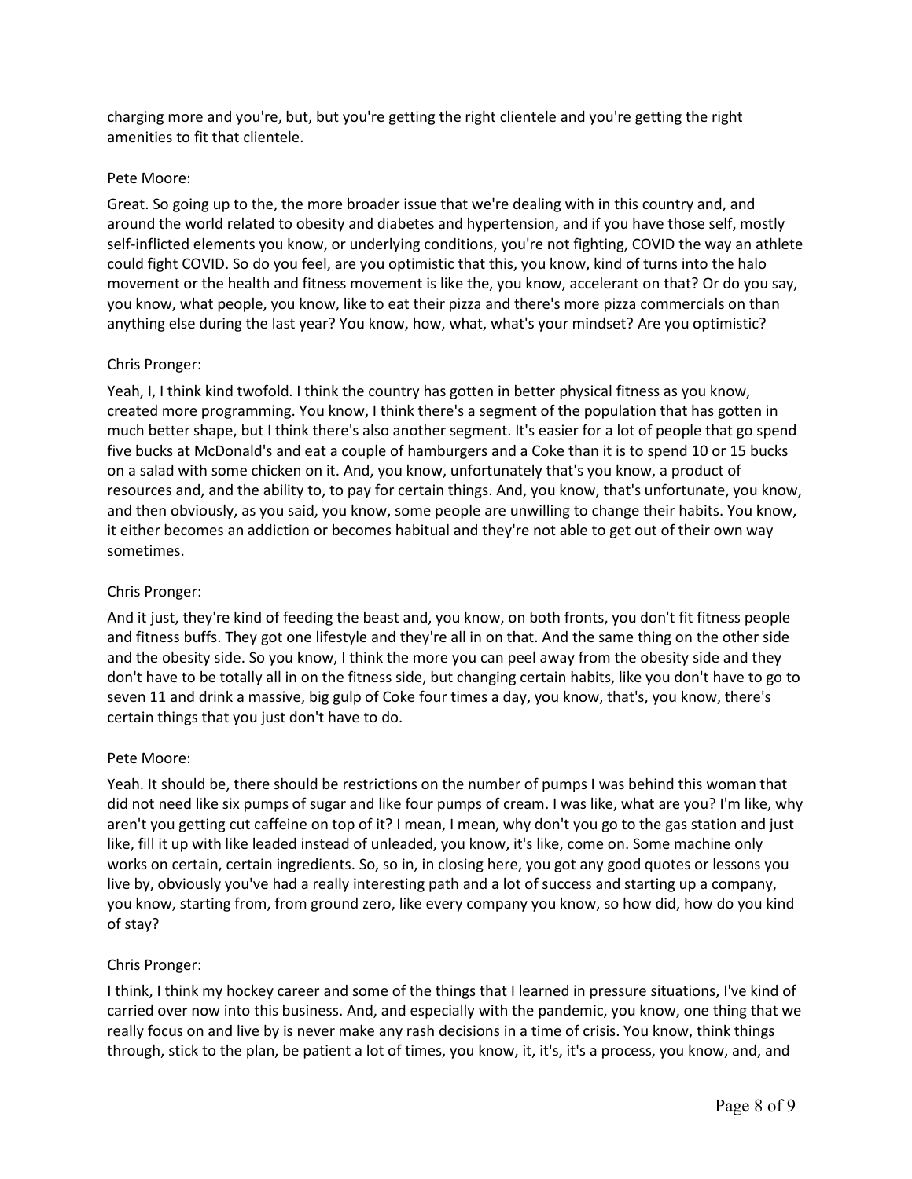charging more and you're, but, but you're getting the right clientele and you're getting the right amenities to fit that clientele.

Pete Moore:

Great. So going up to the, the more broader issue that we're dealing with in this country and, and around the world related to obesity and diabetes and hypertension, and if you have those self, mostly self-inflicted elements you know, or underlying conditions, you're not fighting, COVID the way an athlete could fight COVID. So do you feel, are you optimistic that this, you know, kind of turns into the halo movement or the health and fitness movement is like the, you know, accelerant on that? Or do you say, you know, what people, you know, like to eat their pizza and there's more pizza commercials on than anything else during the last year? You know, how, what, what's your mindset? Are you optimistic?

Chris Pronger:

Yeah, I, I think kind twofold. I think the country has gotten in better physical fitness as you know, created more programming. You know, I think there's a segment of the population that has gotten in much better shape, but I think there's also another segment. It's easier for a lot of people that go spend five bucks at McDonald's and eat a couple of hamburgers and a Coke than it is to spend 10 or 15 bucks on a salad with some chicken on it. And, you know, unfortunately that's you know, a product of resources and, and the ability to, to pay for certain things. And, you know, that's unfortunate, you know, and then obviously, as you said, you know, some people are unwilling to change their habits. You know, it either becomes an addiction or becomes habitual and they're not able to get out of their own way sometimes.

Chris Pronger:

And it just, they're kind of feeding the beast and, you know, on both fronts, you don't fit fitness people and fitness buffs. They got one lifestyle and they're all in on that. And the same thing on the other side and the obesity side. So you know, I think the more you can peel away from the obesity side and they don't have to be totally all in on the fitness side, but changing certain habits, like you don't have to go to seven 11 and drink a massive, big gulp of Coke four times a day, you know, that's, you know, there's certain things that you just don't have to do.

Pete Moore:

Yeah. It should be, there should be restrictions on the number of pumps I was behind this woman that did not need like six pumps of sugar and like four pumps of cream. I was like, what are you? I'm like, why aren't you getting cut caffeine on top of it? I mean, I mean, why don't you go to the gas station and just like, fill it up with like leaded instead of unleaded, you know, it's like, come on. Some machine only works on certain, certain ingredients. So, so in, in closing here, you got any good quotes or lessons you live by, obviously you've had a really interesting path and a lot of success and starting up a company, you know, starting from, from ground zero, like every company you know, so how did, how do you kind of stay?

Chris Pronger:

I think, I think my hockey career and some of the things that I learned in pressure situations, I've kind of carried over now into this business. And, and especially with the pandemic, you know, one thing that we really focus on and live by is never make any rash decisions in a time of crisis. You know, think things through, stick to the plan, be patient a lot of times, you know, it, it's, it's a process, you know, and, and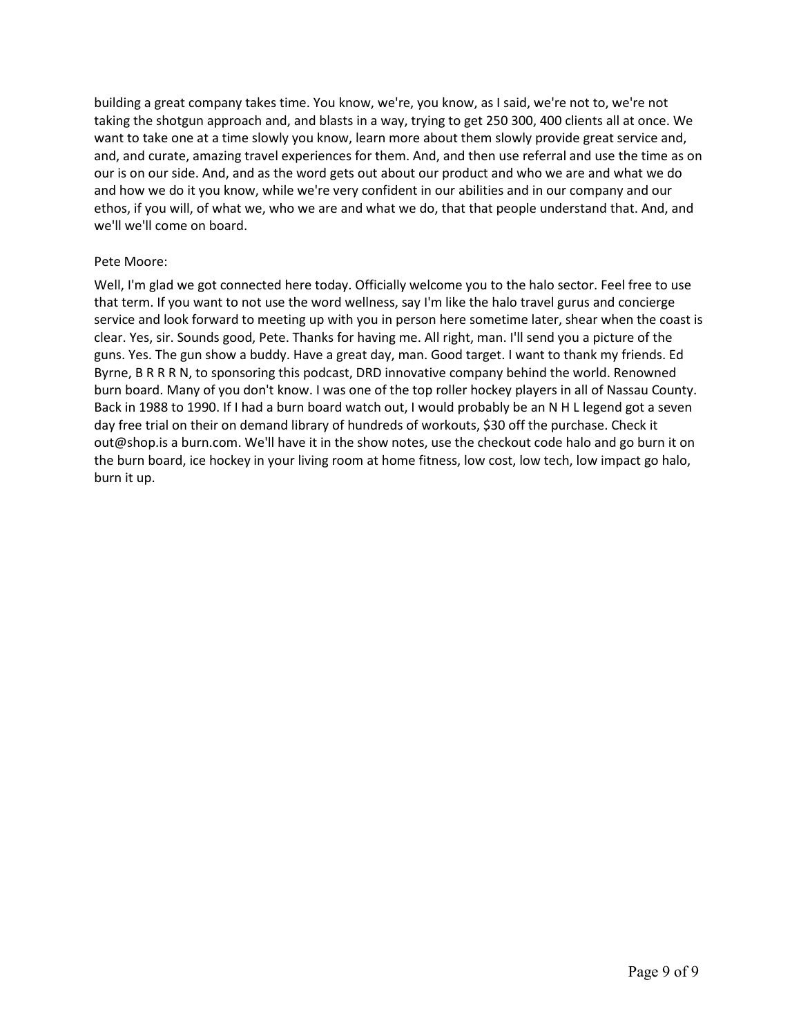building a great company takes time. You know, we're, you know, as I said, we're not to, we're not taking the shotgun approach and, and blasts in a way, trying to get 250 300, 400 clients all at once. We want to take one at a time slowly you know, learn more about them slowly provide great service and, and, and curate, amazing travel experiences for them. And, and then use referral and use the time as on our is on our side. And, and as the word gets out about our product and who we are and what we do and how we do it you know, while we're very confident in our abilities and in our company and our ethos, if you will, of what we, who we are and what we do, that that people understand that. And, and we'll we'll come on board.

Pete Moore:

Well, I'm glad we got connected here today. Officially welcome you to the halo sector. Feel free to use that term. If you want to not use the word wellness, say I'm like the halo travel gurus and concierge service and look forward to meeting up with you in person here sometime later, shear when the coast is clear. Yes, sir. Sounds good, Pete. Thanks for having me. All right, man. I'll send you a picture of the guns. Yes. The gun show a buddy. Have a great day, man. Good target. I want to thank my friends. Ed Byrne, B R R R N, to sponsoring this podcast, DRD innovative company behind the world. Renowned burn board. Many of you don't know. I was one of the top roller hockey players in all of Nassau County. Back in 1988 to 1990. If I had a burn board watch out, I would probably be an N H L legend got a seven day free trial on their on demand library of hundreds of workouts, $30 off the purchase. Check it out@shop.is a burn.com. We'll have it in the show notes, use the checkout code halo and go burn it on the burn board, ice hockey in your living room at home fitness, low cost, low tech, low impact go halo, burn it up.